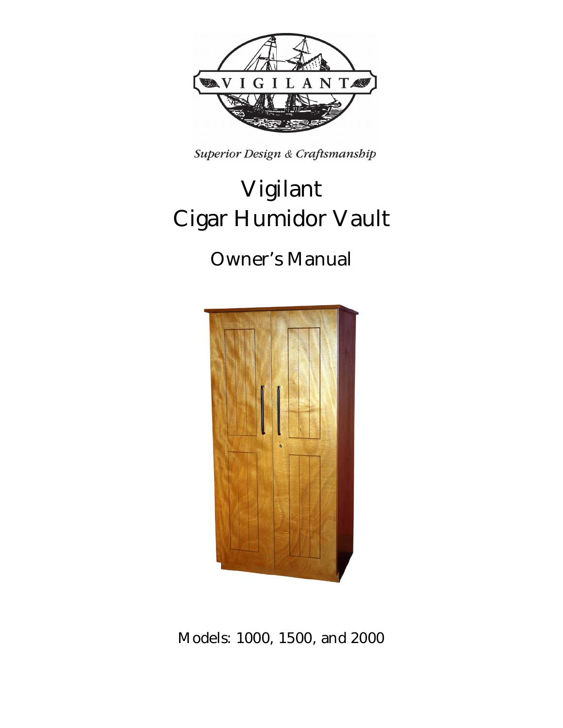VIGILANT

*Superior Design & Craftsmanship*

# Vigilant Cigar Humidor Vault

## Owner's Manual

Models: 1000, 1500, and 2000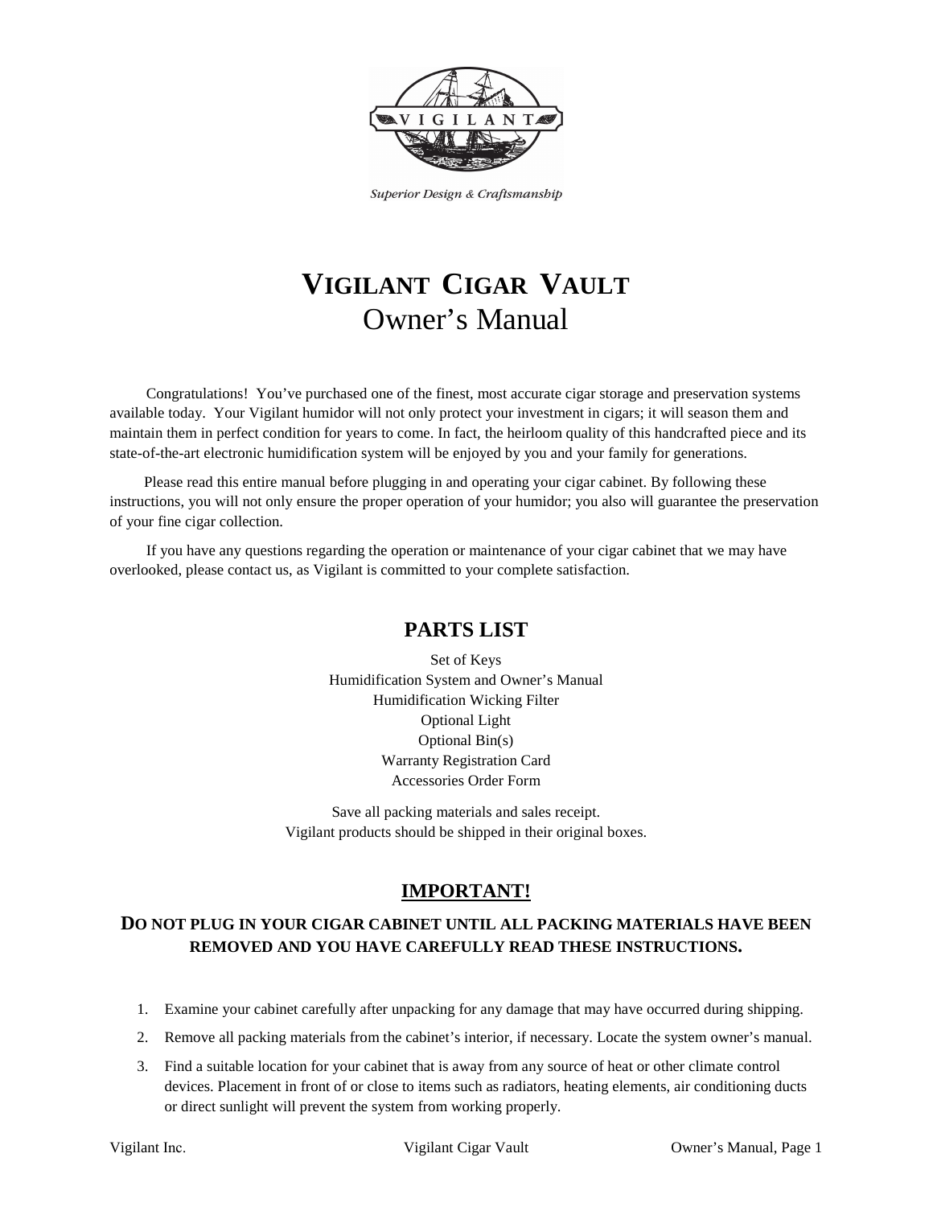VIGILANT

*Superior Design & Craftsmanship*

# VIGILANT CIGAR VAULT
# Owner's Manual

Congratulations! You've purchased one of the finest, most accurate cigar storage and preservation systems available today. Your Vigilant humidor will not only protect your investment in cigars; it will season them and maintain them in perfect condition for years to come. In fact, the heirloom quality of this handcrafted piece and its state-of-the-art electronic humidification system will be enjoyed by you and your family for generations.

Please read this entire manual before plugging in and operating your cigar cabinet. By following these instructions, you will not only ensure the proper operation of your humidor; you also will guarantee the preservation of your fine cigar collection.

If you have any questions regarding the operation or maintenance of your cigar cabinet that we may have overlooked, please contact us, as Vigilant is committed to your complete satisfaction.

## PARTS LIST

Set of Keys
Humidification System and Owner's Manual
Humidification Wicking Filter
Optional Light
Optional Bin(s)
Warranty Registration Card
Accessories Order Form

Save all packing materials and sales receipt.
Vigilant products should be shipped in their original boxes.

## IMPORTANT!

### DO NOT PLUG IN YOUR CIGAR CABINET UNTIL ALL PACKING MATERIALS HAVE BEEN REMOVED AND YOU HAVE CAREFULLY READ THESE INSTRUCTIONS.

1. Examine your cabinet carefully after unpacking for any damage that may have occurred during shipping.
2. Remove all packing materials from the cabinet's interior, if necessary. Locate the system owner's manual.
3. Find a suitable location for your cabinet that is away from any source of heat or other climate control devices. Placement in front of or close to items such as radiators, heating elements, air conditioning ducts or direct sunlight will prevent the system from working properly.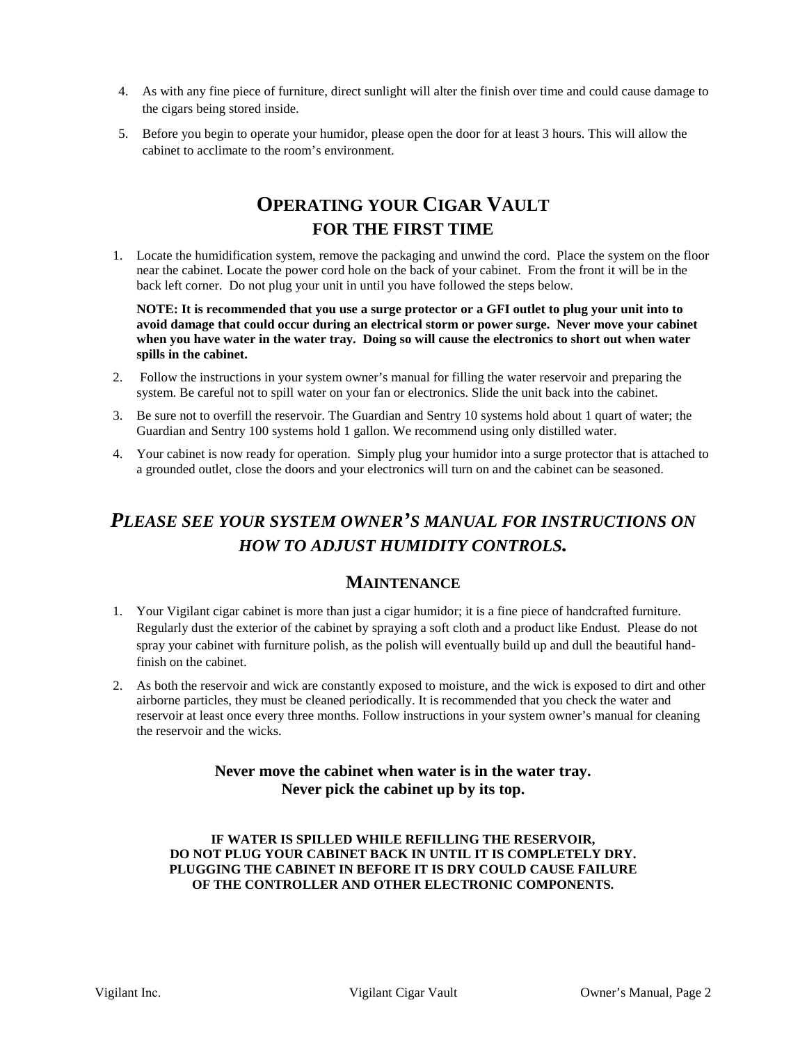4. As with any fine piece of furniture, direct sunlight will alter the finish over time and could cause damage to the cigars being stored inside.
5. Before you begin to operate your humidor, please open the door for at least 3 hours. This will allow the cabinet to acclimate to the room's environment.

## OPERATING YOUR CIGAR VAULT FOR THE FIRST TIME

1. Locate the humidification system, remove the packaging and unwind the cord. Place the system on the floor near the cabinet. Locate the power cord hole on the back of your cabinet. From the front it will be in the back left corner. Do not plug your unit in until you have followed the steps below.

   **NOTE: It is recommended that you use a surge protector or a GFI outlet to plug your unit into to avoid damage that could occur during an electrical storm or power surge. Never move your cabinet when you have water in the water tray. Doing so will cause the electronics to short out when water spills in the cabinet.**

2. Follow the instructions in your system owner's manual for filling the water reservoir and preparing the system. Be careful not to spill water on your fan or electronics. Slide the unit back into the cabinet.
3. Be sure not to overfill the reservoir. The Guardian and Sentry 10 systems hold about 1 quart of water; the Guardian and Sentry 100 systems hold 1 gallon. We recommend using only distilled water.
4. Your cabinet is now ready for operation. Simply plug your humidor into a surge protector that is attached to a grounded outlet, close the doors and your electronics will turn on and the cabinet can be seasoned.

## *PLEASE SEE YOUR SYSTEM OWNER'S MANUAL FOR INSTRUCTIONS ON HOW TO ADJUST HUMIDITY CONTROLS.*

## MAINTENANCE

1. Your Vigilant cigar cabinet is more than just a cigar humidor; it is a fine piece of handcrafted furniture. Regularly dust the exterior of the cabinet by spraying a soft cloth and a product like Endust. Please do not spray your cabinet with furniture polish, as the polish will eventually build up and dull the beautiful hand-finish on the cabinet.
2. As both the reservoir and wick are constantly exposed to moisture, and the wick is exposed to dirt and other airborne particles, they must be cleaned periodically. It is recommended that you check the water and reservoir at least once every three months. Follow instructions in your system owner's manual for cleaning the reservoir and the wicks.

**Never move the cabinet when water is in the water tray.**
**Never pick the cabinet up by its top.**

**IF WATER IS SPILLED WHILE REFILLING THE RESERVOIR, DO NOT PLUG YOUR CABINET BACK IN UNTIL IT IS COMPLETELY DRY. PLUGGING THE CABINET IN BEFORE IT IS DRY COULD CAUSE FAILURE OF THE CONTROLLER AND OTHER ELECTRONIC COMPONENTS.**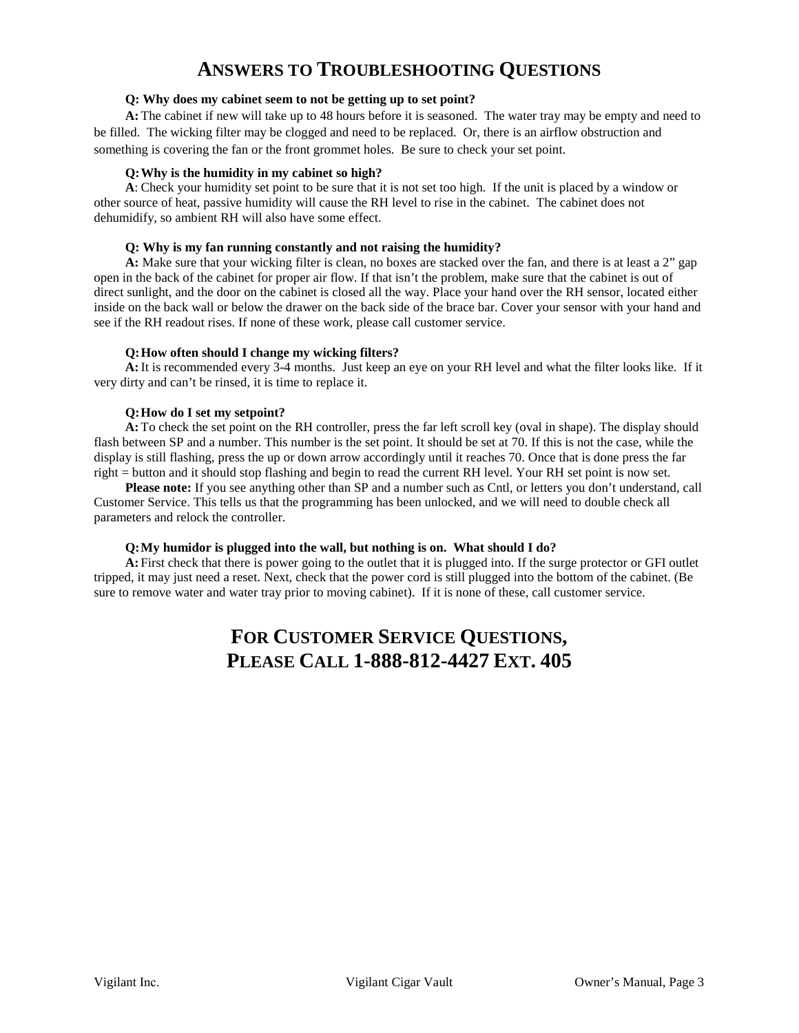# Answers to Troubleshooting Questions

**Q: Why does my cabinet seem to not be getting up to set point?**

**A:** The cabinet if new will take up to 48 hours before it is seasoned. The water tray may be empty and need to be filled. The wicking filter may be clogged and need to be replaced. Or, there is an airflow obstruction and something is covering the fan or the front grommet holes. Be sure to check your set point.

**Q: Why is the humidity in my cabinet so high?**

**A**: Check your humidity set point to be sure that it is not set too high. If the unit is placed by a window or other source of heat, passive humidity will cause the RH level to rise in the cabinet. The cabinet does not dehumidify, so ambient RH will also have some effect.

**Q: Why is my fan running constantly and not raising the humidity?**

**A:** Make sure that your wicking filter is clean, no boxes are stacked over the fan, and there is at least a 2" gap open in the back of the cabinet for proper air flow. If that isn't the problem, make sure that the cabinet is out of direct sunlight, and the door on the cabinet is closed all the way. Place your hand over the RH sensor, located either inside on the back wall or below the drawer on the back side of the brace bar. Cover your sensor with your hand and see if the RH readout rises. If none of these work, please call customer service.

**Q: How often should I change my wicking filters?**

**A:** It is recommended every 3-4 months. Just keep an eye on your RH level and what the filter looks like. If it very dirty and can't be rinsed, it is time to replace it.

**Q: How do I set my setpoint?**

**A:** To check the set point on the RH controller, press the far left scroll key (oval in shape). The display should flash between SP and a number. This number is the set point. It should be set at 70. If this is not the case, while the display is still flashing, press the up or down arrow accordingly until it reaches 70. Once that is done press the far right = button and it should stop flashing and begin to read the current RH level. Your RH set point is now set.

**Please note:** If you see anything other than SP and a number such as Cntl, or letters you don't understand, call Customer Service. This tells us that the programming has been unlocked, and we will need to double check all parameters and relock the controller.

**Q: My humidor is plugged into the wall, but nothing is on. What should I do?**

**A:** First check that there is power going to the outlet that it is plugged into. If the surge protector or GFI outlet tripped, it may just need a reset. Next, check that the power cord is still plugged into the bottom of the cabinet. (Be sure to remove water and water tray prior to moving cabinet). If it is none of these, call customer service.

# For Customer Service Questions, Please Call 1-888-812-4427 Ext. 405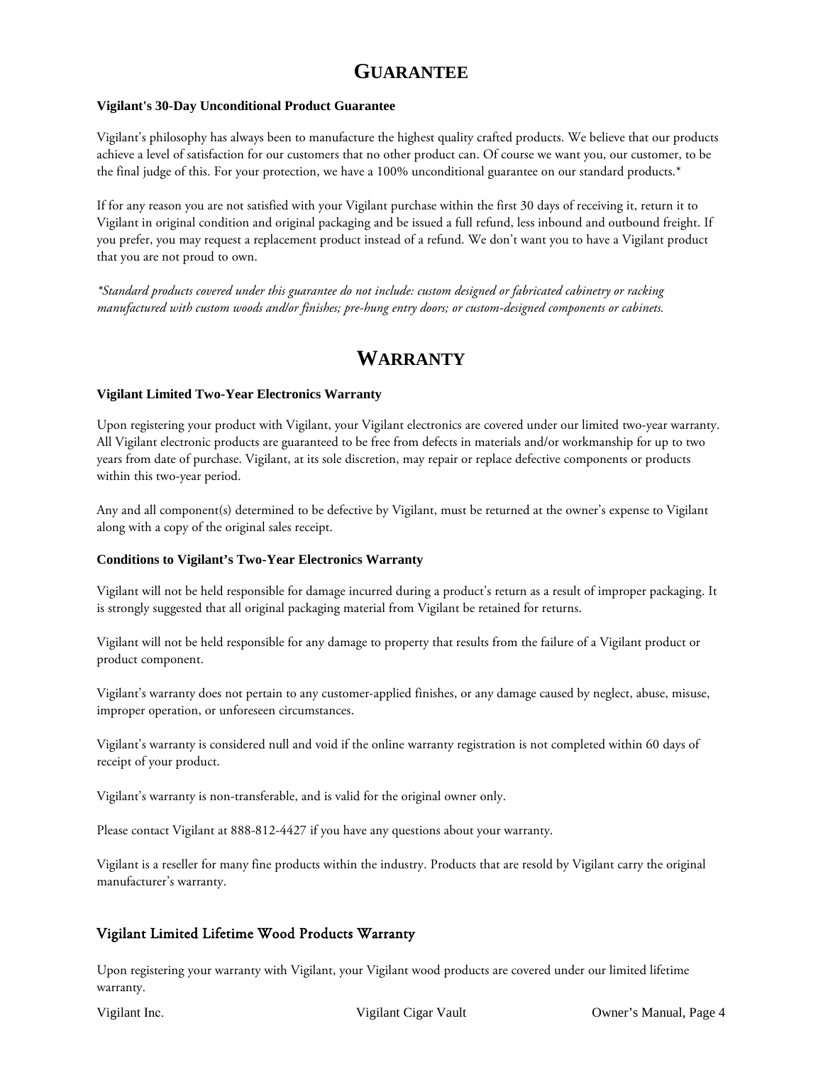# GUARANTEE

**Vigilant's 30-Day Unconditional Product Guarantee**

Vigilant's philosophy has always been to manufacture the highest quality crafted products. We believe that our products achieve a level of satisfaction for our customers that no other product can. Of course we want you, our customer, to be the final judge of this. For your protection, we have a 100% unconditional guarantee on our standard products.*

If for any reason you are not satisfied with your Vigilant purchase within the first 30 days of receiving it, return it to Vigilant in original condition and original packaging and be issued a full refund, less inbound and outbound freight. If you prefer, you may request a replacement product instead of a refund. We don't want you to have a Vigilant product that you are not proud to own.

*\*Standard products covered under this guarantee do not include: custom designed or fabricated cabinetry or racking manufactured with custom woods and/or finishes; pre-hung entry doors; or custom-designed components or cabinets.*

# WARRANTY

**Vigilant Limited Two-Year Electronics Warranty**

Upon registering your product with Vigilant, your Vigilant electronics are covered under our limited two-year warranty. All Vigilant electronic products are guaranteed to be free from defects in materials and/or workmanship for up to two years from date of purchase. Vigilant, at its sole discretion, may repair or replace defective components or products within this two-year period.

Any and all component(s) determined to be defective by Vigilant, must be returned at the owner's expense to Vigilant along with a copy of the original sales receipt.

**Conditions to Vigilant's Two-Year Electronics Warranty**

Vigilant will not be held responsible for damage incurred during a product's return as a result of improper packaging. It is strongly suggested that all original packaging material from Vigilant be retained for returns.

Vigilant will not be held responsible for any damage to property that results from the failure of a Vigilant product or product component.

Vigilant's warranty does not pertain to any customer-applied finishes, or any damage caused by neglect, abuse, misuse, improper operation, or unforeseen circumstances.

Vigilant's warranty is considered null and void if the online warranty registration is not completed within 60 days of receipt of your product.

Vigilant's warranty is non-transferable, and is valid for the original owner only.

Please contact Vigilant at 888-812-4427 if you have any questions about your warranty.

Vigilant is a reseller for many fine products within the industry. Products that are resold by Vigilant carry the original manufacturer's warranty.

## Vigilant Limited Lifetime Wood Products Warranty

Upon registering your warranty with Vigilant, your Vigilant wood products are covered under our limited lifetime warranty.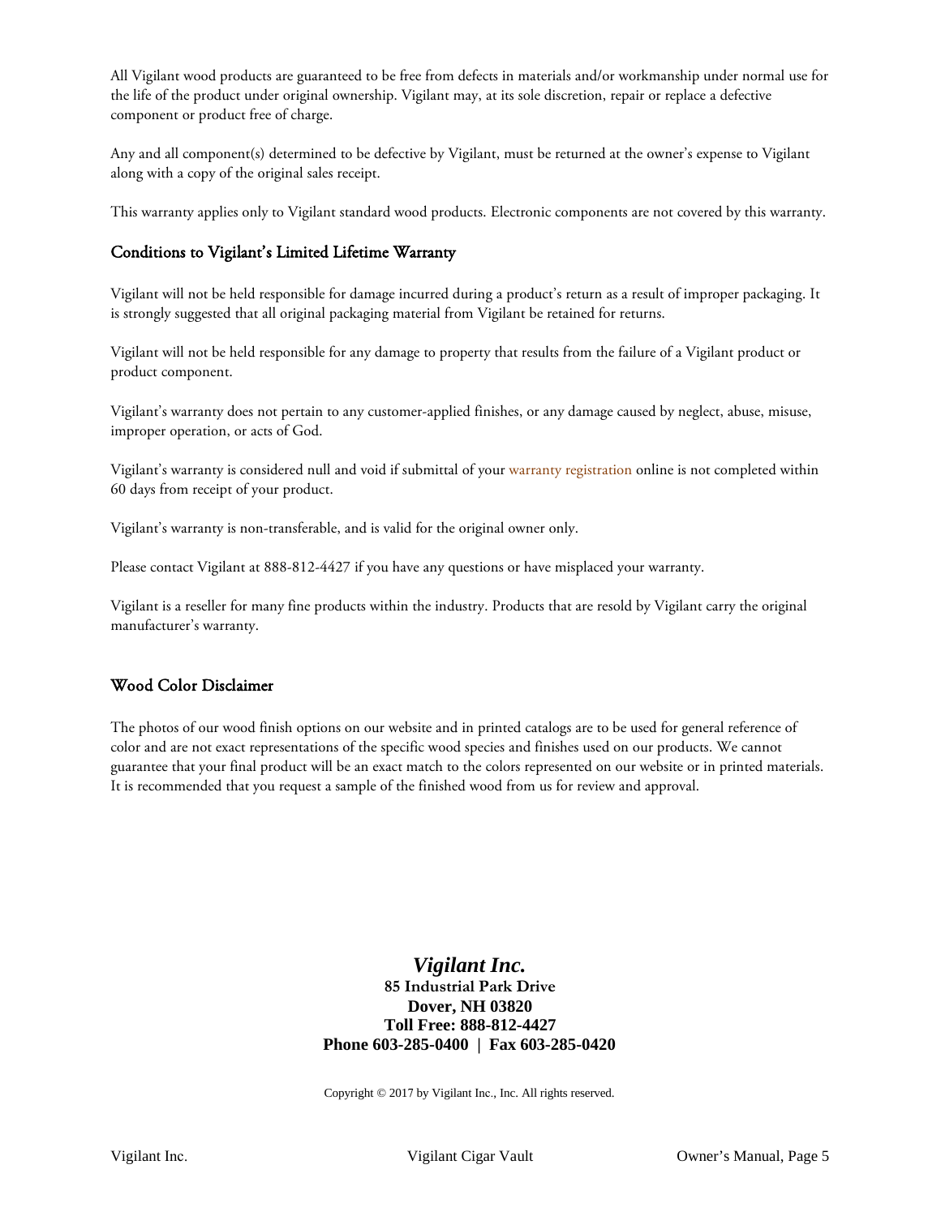All Vigilant wood products are guaranteed to be free from defects in materials and/or workmanship under normal use for the life of the product under original ownership. Vigilant may, at its sole discretion, repair or replace a defective component or product free of charge.

Any and all component(s) determined to be defective by Vigilant, must be returned at the owner's expense to Vigilant along with a copy of the original sales receipt.

This warranty applies only to Vigilant standard wood products. Electronic components are not covered by this warranty.

## Conditions to Vigilant's Limited Lifetime Warranty

Vigilant will not be held responsible for damage incurred during a product's return as a result of improper packaging. It is strongly suggested that all original packaging material from Vigilant be retained for returns.

Vigilant will not be held responsible for any damage to property that results from the failure of a Vigilant product or product component.

Vigilant's warranty does not pertain to any customer-applied finishes, or any damage caused by neglect, abuse, misuse, improper operation, or acts of God.

Vigilant's warranty is considered null and void if submittal of your warranty registration online is not completed within 60 days from receipt of your product.

Vigilant's warranty is non-transferable, and is valid for the original owner only.

Please contact Vigilant at 888-812-4427 if you have any questions or have misplaced your warranty.

Vigilant is a reseller for many fine products within the industry. Products that are resold by Vigilant carry the original manufacturer's warranty.

## Wood Color Disclaimer

The photos of our wood finish options on our website and in printed catalogs are to be used for general reference of color and are not exact representations of the specific wood species and finishes used on our products. We cannot guarantee that your final product will be an exact match to the colors represented on our website or in printed materials. It is recommended that you request a sample of the finished wood from us for review and approval.

***Vigilant Inc.***
**85 Industrial Park Drive**
**Dover, NH 03820**
**Toll Free: 888-812-4427**
**Phone 603-285-0400 | Fax 603-285-0420**

Copyright © 2017 by Vigilant Inc., Inc. All rights reserved.